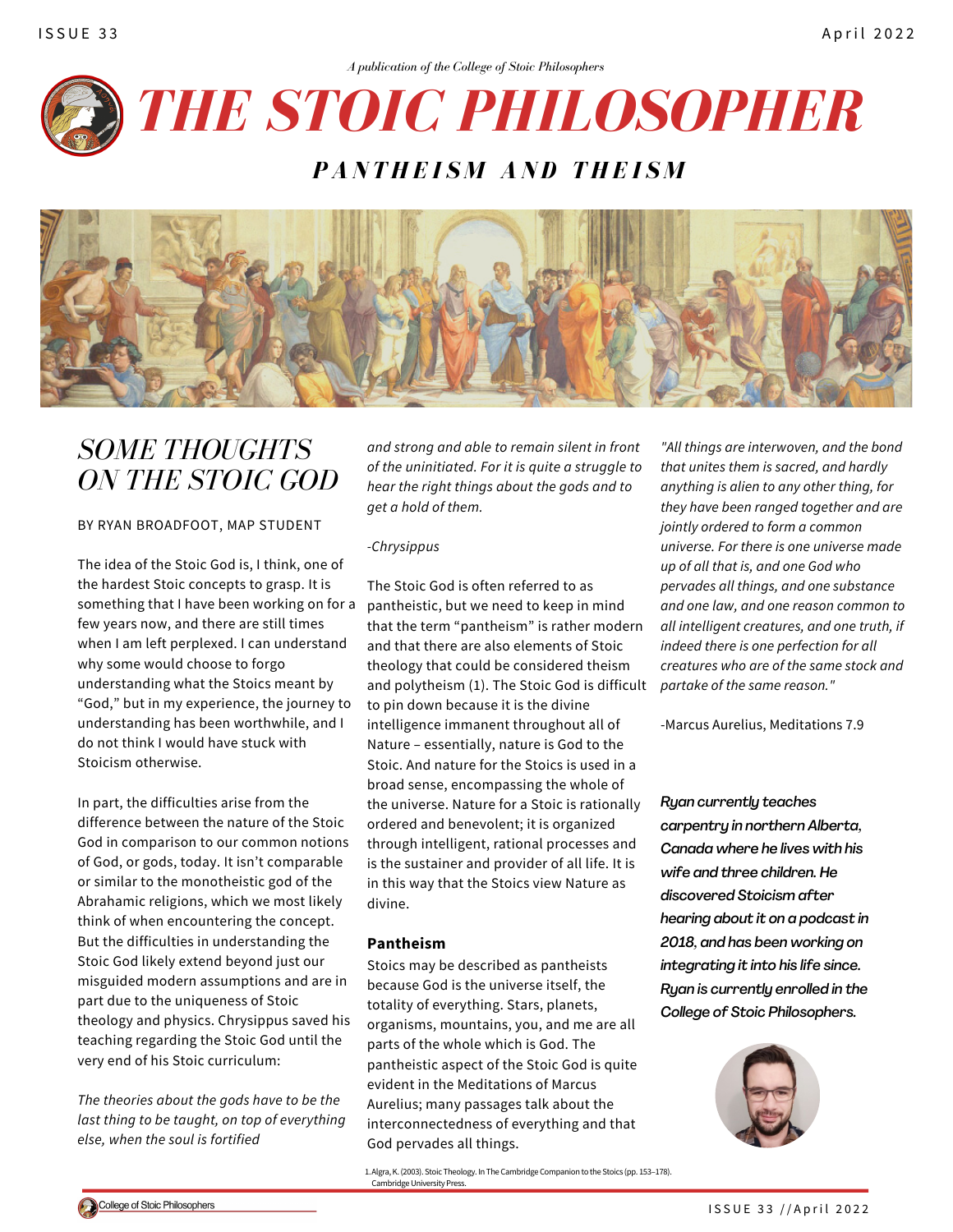*A publication of the College of Stoic Philosophers*

# THE STOIC PHILOSOPHER

## PANTHEISM AND THEISM

## SOME THOUGHTS ON THE STOIC GOD

BY RYAN BROADFOOT, MAP STUDENT

The idea of the Stoic God is, I think, one of the hardest Stoic concepts to grasp. It is something that I have been working on for a few years now, and there are still times when I am left perplexed. I can understand why some would choose to forgo understanding what the Stoics meant by "God," but in my experience, the journey to understanding has been worthwhile, and I do not think I would have stuck with Stoicism otherwise.

In part, the difficulties arise from the difference between the nature of the Stoic God in comparison to our common notions of God, or gods, today. It isn't comparable or similar to the monotheistic god of the Abrahamic religions, which we most likely think of when encountering the concept. But the difficulties in understanding the Stoic God likely extend beyond just our misguided modern assumptions and are in part due to the uniqueness of Stoic theology and physics. Chrysippus saved his teaching regarding the Stoic God until the very end of his Stoic curriculum:

*The theories about the gods have to be the last thing to be taught, on top of everything else, when the soul is fortified and strong and able to remain silent in front of the uninitiated. For it is quite a struggle to hear the right things about the gods and to get a hold of them.*

*-Chrysippus*

The Stoic God is often referred to as pantheistic, but we need to keep in mind that the term "pantheism" is rather modern and that there are also elements of Stoic theology that could be considered theism and polytheism (1). The Stoic God is difficult to pin down because it is the divine intelligence immanent throughout all of Nature – essentially, nature is God to the Stoic. And nature for the Stoics is used in a broad sense, encompassing the whole of the universe. Nature for a Stoic is rationally ordered and benevolent; it is organized through intelligent, rational processes and is the sustainer and provider of all life. It is in this way that the Stoics view Nature as divine.

### Pantheism

Stoics may be described as pantheists because God is the universe itself, the totality of everything. Stars, planets, organisms, mountains, you, and me are all parts of the whole which is God. The pantheistic aspect of the Stoic God is quite evident in the Meditations of Marcus Aurelius; many passages talk about the interconnectedness of everything and that God pervades all things.

*"All things are interwoven, and the bond that unites them is sacred, and hardly anything is alien to any other thing, for they have been ranged together and are jointly ordered to form a common universe. For there is one universe made up of all that is, and one God who pervades all things, and one substance and one law, and one reason common to all intelligent creatures, and one truth, if indeed there is one perfection for all creatures who are of the same stock and partake of the same reason."*

-Marcus Aurelius, Meditations 7.9

*Ryan currently teaches carpentry in northern Alberta, Canada where he lives with his wife and three children. He discovered Stoicism after hearing about it on a podcast in 2018, and has been working on integrating it into his life since. Ryan is currently enrolled in the College of Stoic Philosophers.*

1. Algra, K. (2003). Stoic Theology. In The Cambridge Companion to the Stoics (pp. 153–178). Cambridge University Press.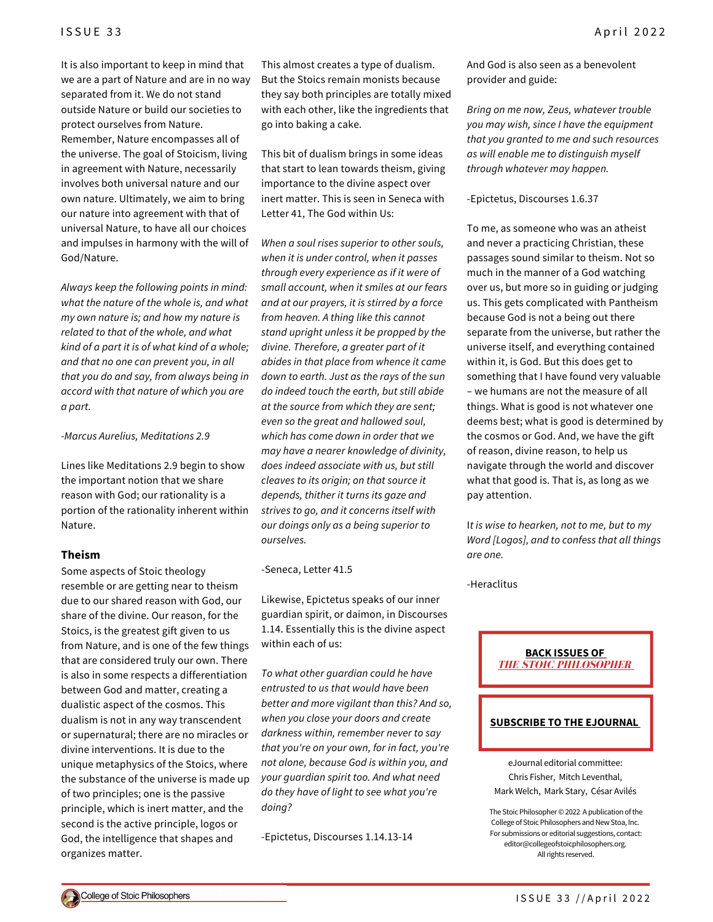It is also important to keep in mind that we are a part of Nature and are in no way separated from it. We do not stand outside Nature or build our societies to protect ourselves from Nature. Remember, Nature encompasses all of the universe. The goal of Stoicism, living in agreement with Nature, necessarily involves both universal nature and our own nature. Ultimately, we aim to bring our nature into agreement with that of universal Nature, to have all our choices and impulses in harmony with the will of God/Nature.

*Always keep the following points in mind: what the nature of the whole is, and what my own nature is; and how my nature is related to that of the whole, and what kind of a part it is of what kind of a whole; and that no one can prevent you, in all that you do and say, from always being in accord with that nature of which you are a part.*

*-Marcus Aurelius, Meditations 2.9*

Lines like Meditations 2.9 begin to show the important notion that we share reason with God; our rationality is a portion of the rationality inherent within Nature.

### Theism

Some aspects of Stoic theology resemble or are getting near to theism due to our shared reason with God, our share of the divine. Our reason, for the Stoics, is the greatest gift given to us from Nature, and is one of the few things that are considered truly our own. There is also in some respects a differentiation between God and matter, creating a dualistic aspect of the cosmos. This dualism is not in any way transcendent or supernatural; there are no miracles or divine interventions. It is due to the unique metaphysics of the Stoics, where the substance of the universe is made up of two principles; one is the passive principle, which is inert matter, and the second is the active principle, logos or God, the intelligence that shapes and organizes matter.

This almost creates a type of dualism. But the Stoics remain monists because they say both principles are totally mixed with each other, like the ingredients that go into baking a cake.

This bit of dualism brings in some ideas that start to lean towards theism, giving importance to the divine aspect over inert matter. This is seen in Seneca with Letter 41, The God within Us:

*When a soul rises superior to other souls, when it is under control, when it passes through every experience as if it were of small account, when it smiles at our fears and at our prayers, it is stirred by a force from heaven. A thing like this cannot stand upright unless it be propped by the divine. Therefore, a greater part of it abides in that place from whence it came down to earth. Just as the rays of the sun do indeed touch the earth, but still abide at the source from which they are sent; even so the great and hallowed soul, which has come down in order that we may have a nearer knowledge of divinity, does indeed associate with us, but still cleaves to its origin; on that source it depends, thither it turns its gaze and strives to go, and it concerns itself with our doings only as a being superior to ourselves.*

-Seneca, Letter 41.5

Likewise, Epictetus speaks of our inner guardian spirit, or daimon, in Discourses 1.14. Essentially this is the divine aspect within each of us:

*To what other guardian could he have entrusted to us that would have been better and more vigilant than this? And so, when you close your doors and create darkness within, remember never to say that you're on your own, for in fact, you're not alone, because God is within you, and your guardian spirit too. And what need do they have of light to see what you're doing?*

-Epictetus, Discourses 1.14.13-14

And God is also seen as a benevolent provider and guide:

*Bring on me now, Zeus, whatever trouble you may wish, since I have the equipment that you granted to me and such resources as will enable me to distinguish myself through whatever may happen.*

-Epictetus, Discourses 1.6.37

To me, as someone who was an atheist and never a practicing Christian, these passages sound similar to theism. Not so much in the manner of a God watching over us, but more so in guiding or judging us. This gets complicated with Pantheism because God is not a being out there separate from the universe, but rather the universe itself, and everything contained within it, is God. But this does get to something that I have found very valuable – we humans are not the measure of all things. What is good is not whatever one deems best; what is good is determined by the cosmos or God. And, we have the gift of reason, divine reason, to help us navigate through the world and discover what that good is. That is, as long as we pay attention.

I*t is wise to hearken, not to me, but to my Word [Logos], and to confess that all things are one.*

-Heraclitus

**BACK ISSUES OF *THE STOIC PHILOSOPHER***

**SUBSCRIBE TO THE EJOURNAL**

eJournal editorial committee:
Chris Fisher, Mitch Leventhal,
Mark Welch, Mark Stary, César Avilés

The Stoic Philosopher © 2022 A publication of the College of Stoic Philosophers and New Stoa, Inc.
For submissions or editorial suggestions, contact: editor@collegeofstoicphilosophers.org.
All rights reserved.